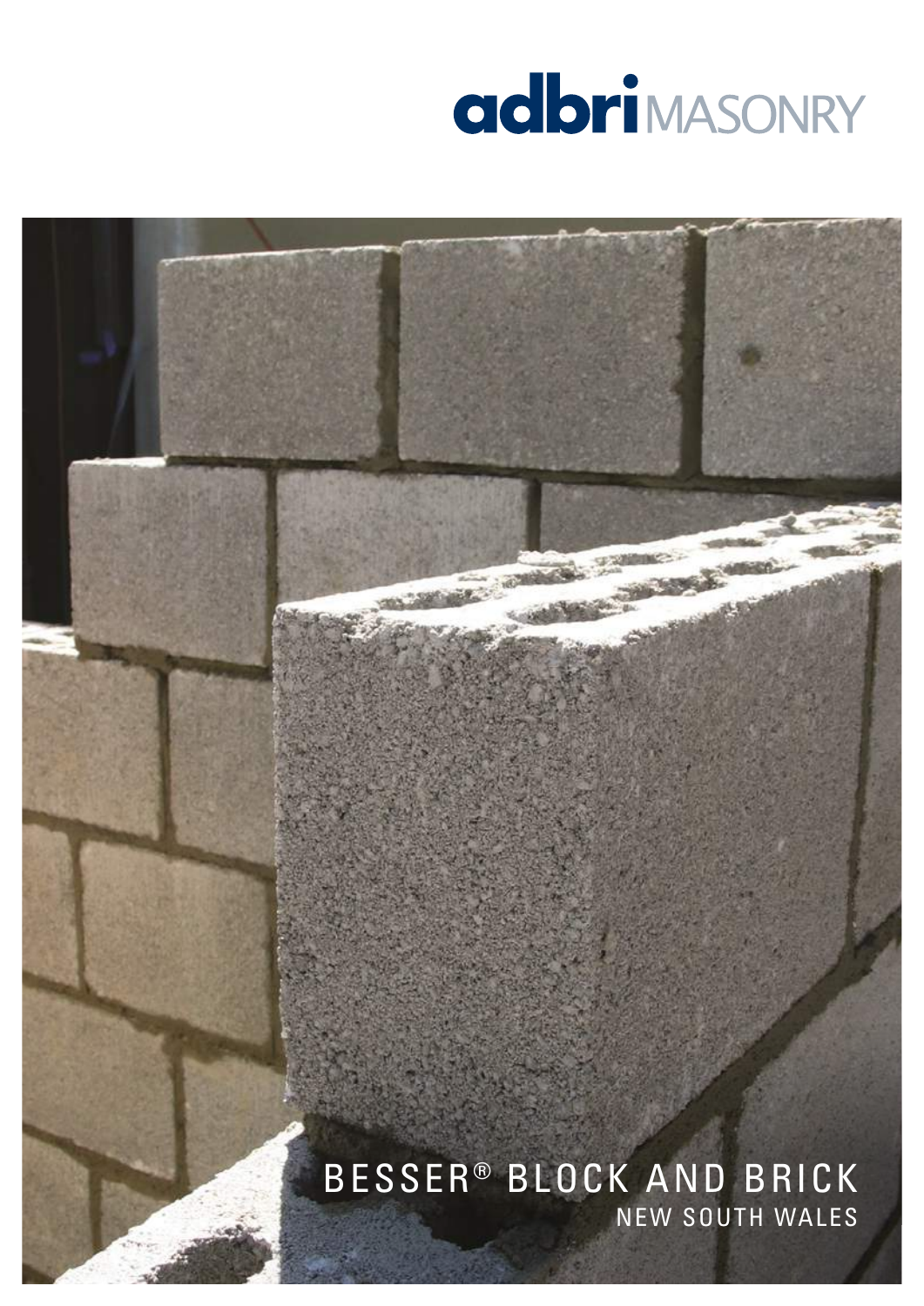adbri MASONRY

# BESSER® BLOCK AND BRICK

## NEW SOUTH WALES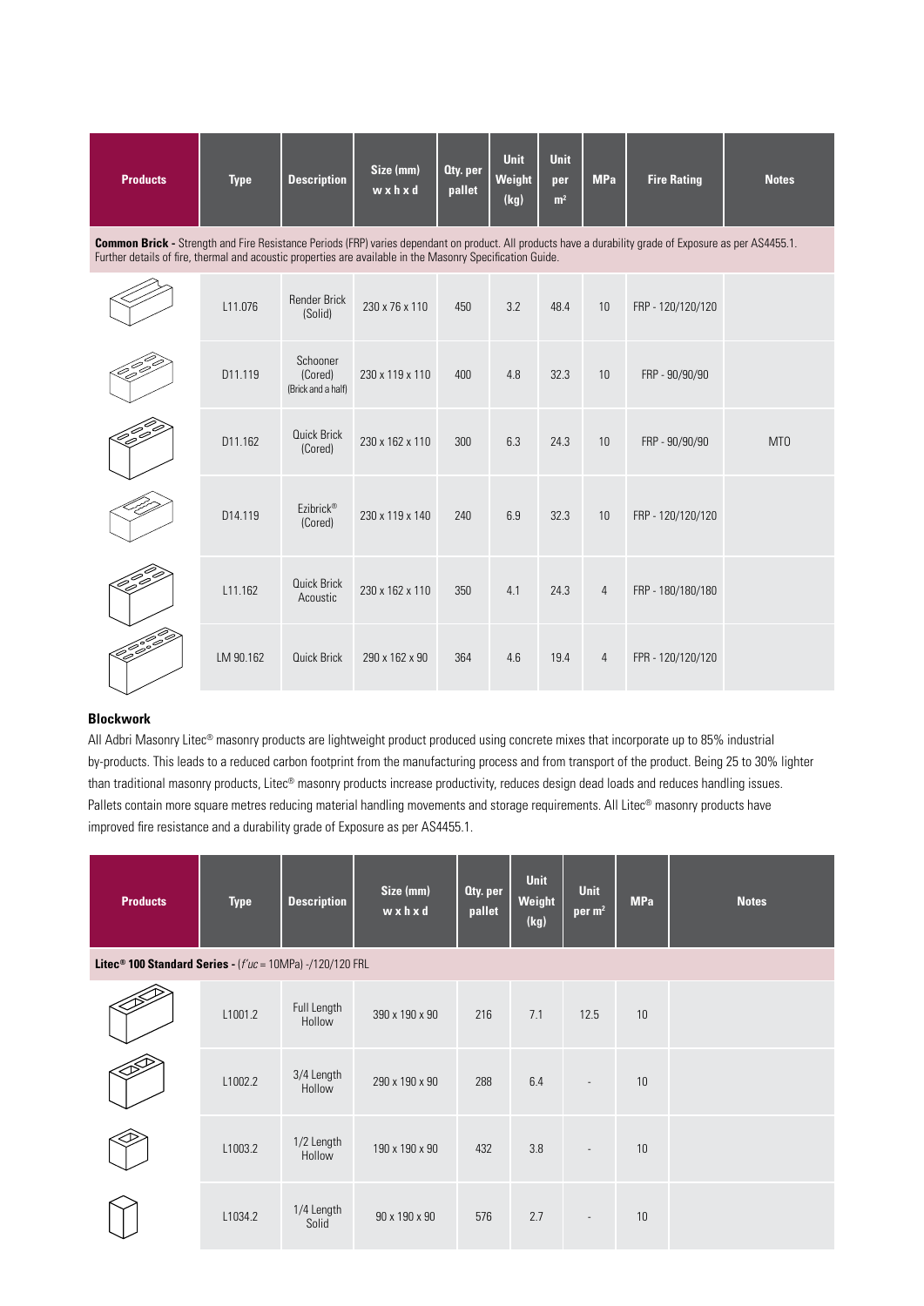| Products | Type | Description | Size (mm) w x h x d | Qty. per pallet | Unit Weight (kg) | Unit per m² | MPa | Fire Rating | Notes |
|---|---|---|---|---|---|---|---|---|---|
| **Common Brick -** Strength and Fire Resistance Periods (FRP) varies dependant on product. All products have a durability grade of Exposure as per AS4455.1. Further details of fire, thermal and acoustic properties are available in the Masonry Specification Guide. | | | | | | | | | |
| | L11.076 | Render Brick (Solid) | 230 x 76 x 110 | 450 | 3.2 | 48.4 | 10 | FRP - 120/120/120 | |
| | D11.119 | Schooner (Cored) (Brick and a half) | 230 x 119 x 110 | 400 | 4.8 | 32.3 | 10 | FRP - 90/90/90 | |
| | D11.162 | Quick Brick (Cored) | 230 x 162 x 110 | 300 | 6.3 | 24.3 | 10 | FRP - 90/90/90 | MTO |
| | D14.119 | Ezibrick® (Cored) | 230 x 119 x 140 | 240 | 6.9 | 32.3 | 10 | FRP - 120/120/120 | |
| | L11.162 | Quick Brick Acoustic | 230 x 162 x 110 | 350 | 4.1 | 24.3 | 4 | FRP - 180/180/180 | |
| | LM 90.162 | Quick Brick | 290 x 162 x 90 | 364 | 4.6 | 19.4 | 4 | FPR - 120/120/120 | |

### Blockwork

All Adbri Masonry Litec® masonry products are lightweight product produced using concrete mixes that incorporate up to 85% industrial by-products. This leads to a reduced carbon footprint from the manufacturing process and from transport of the product. Being 25 to 30% lighter than traditional masonry products, Litec® masonry products increase productivity, reduces design dead loads and reduces handling issues. Pallets contain more square metres reducing material handling movements and storage requirements. All Litec® masonry products have improved fire resistance and a durability grade of Exposure as per AS4455.1.

| Products | Type | Description | Size (mm) w x h x d | Qty. per pallet | Unit Weight (kg) | Unit per m² | MPa | Notes |
|---|---|---|---|---|---|---|---|---|
| **Litec® 100 Standard Series -** (*f'uc* = 10MPa) -/120/120 FRL | | | | | | | | |
| | L1001.2 | Full Length Hollow | 390 x 190 x 90 | 216 | 7.1 | 12.5 | 10 | |
| | L1002.2 | 3/4 Length Hollow | 290 x 190 x 90 | 288 | 6.4 | - | 10 | |
| | L1003.2 | 1/2 Length Hollow | 190 x 190 x 90 | 432 | 3.8 | - | 10 | |
| | L1034.2 | 1/4 Length Solid | 90 x 190 x 90 | 576 | 2.7 | - | 10 | |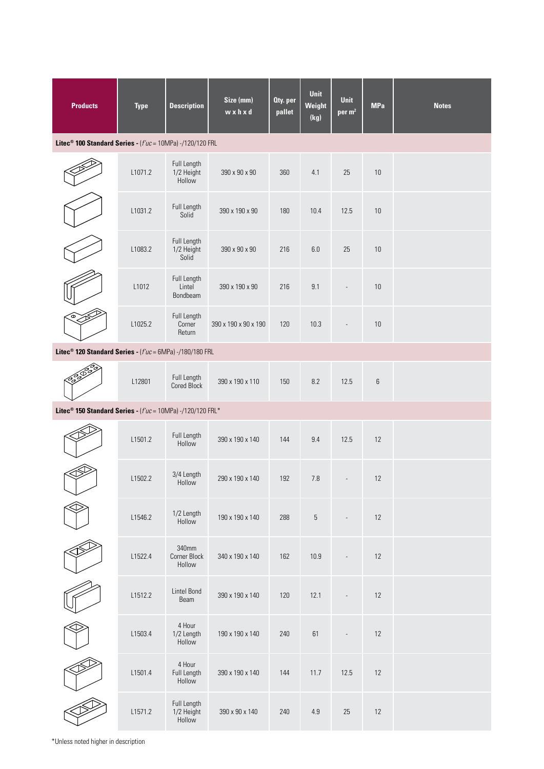| Products | Type | Description | Size (mm) w x h x d | Qty. per pallet | Unit Weight (kg) | Unit per m$^2$ | MPa | Notes |
|---|---|---|---|---|---|---|---|---|
| **Litec® 100 Standard Series** - (*f'uc* = 10MPa) -/120/120 FRL | | | | | | | | |
| | L1071.2 | Full Length 1/2 Height Hollow | 390 x 90 x 90 | 360 | 4.1 | 25 | 10 | |
| | L1031.2 | Full Length Solid | 390 x 190 x 90 | 180 | 10.4 | 12.5 | 10 | |
| | L1083.2 | Full Length 1/2 Height Solid | 390 x 90 x 90 | 216 | 6.0 | 25 | 10 | |
| | L1012 | Full Length Lintel Bondbeam | 390 x 190 x 90 | 216 | 9.1 | - | 10 | |
| | L1025.2 | Full Length Corner Return | 390 x 190 x 90 x 190 | 120 | 10.3 | - | 10 | |
| **Litec® 120 Standard Series** - (*f'uc* = 6MPa) -/180/180 FRL | | | | | | | | |
| | L12801 | Full Length Cored Block | 390 x 190 x 110 | 150 | 8.2 | 12.5 | 6 | |
| **Litec® 150 Standard Series** - (*f'uc* = 10MPa) -/120/120 FRL* | | | | | | | | |
| | L1501.2 | Full Length Hollow | 390 x 190 x 140 | 144 | 9.4 | 12.5 | 12 | |
| | L1502.2 | 3/4 Length Hollow | 290 x 190 x 140 | 192 | 7.8 | - | 12 | |
| | L1546.2 | 1/2 Length Hollow | 190 x 190 x 140 | 288 | 5 | - | 12 | |
| | L1522.4 | 340mm Corner Block Hollow | 340 x 190 x 140 | 162 | 10.9 | - | 12 | |
| | L1512.2 | Lintel Bond Beam | 390 x 190 x 140 | 120 | 12.1 | - | 12 | |
| | L1503.4 | 4 Hour 1/2 Length Hollow | 190 x 190 x 140 | 240 | 61 | - | 12 | |
| | L1501.4 | 4 Hour Full Length Hollow | 390 x 190 x 140 | 144 | 11.7 | 12.5 | 12 | |
| | L1571.2 | Full Length 1/2 Height Hollow | 390 x 90 x 140 | 240 | 4.9 | 25 | 12 | |

*Unless noted higher in description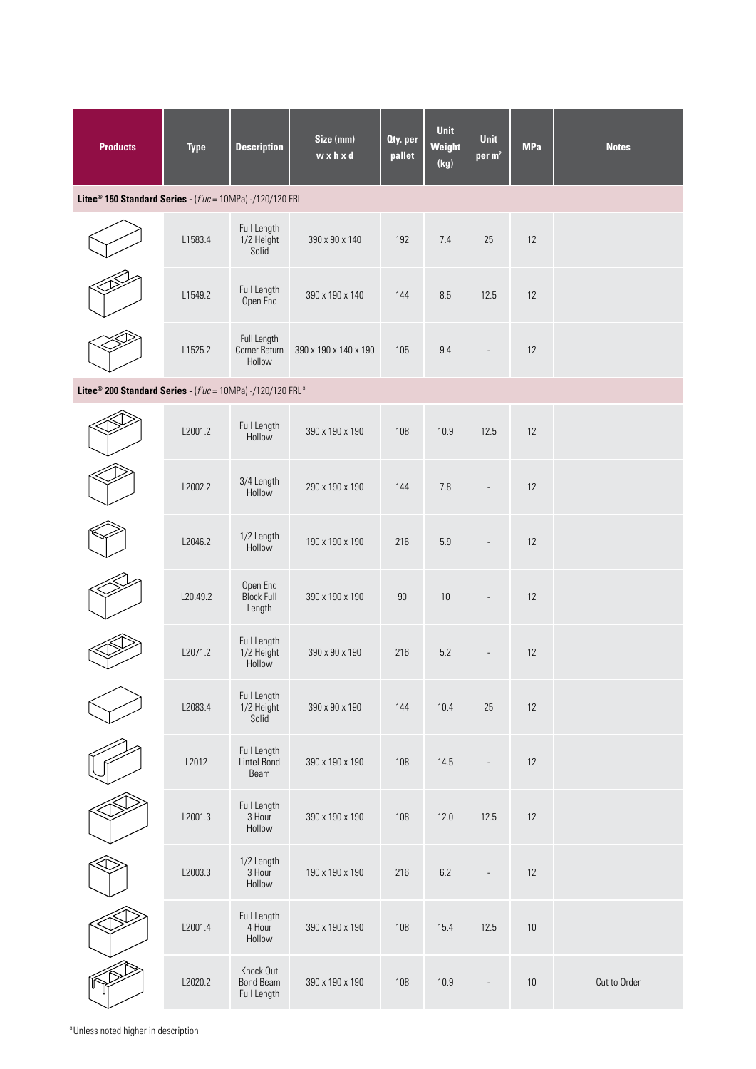| Products | Type | Description | Size (mm) w x h x d | Qty. per pallet | Unit Weight (kg) | Unit per m² | MPa | Notes |
|---|---|---|---|---|---|---|---|---|
| **Litec® 150 Standard Series** - (*f'uc* = 10MPa) -/120/120 FRL | | | | | | | | |
| | L1583.4 | Full Length 1/2 Height Solid | 390 x 90 x 140 | 192 | 7.4 | 25 | 12 | |
| | L1549.2 | Full Length Open End | 390 x 190 x 140 | 144 | 8.5 | 12.5 | 12 | |
| | L1525.2 | Full Length Corner Return Hollow | 390 x 190 x 140 x 190 | 105 | 9.4 | - | 12 | |
| **Litec® 200 Standard Series** - (*f'uc* = 10MPa) -/120/120 FRL* | | | | | | | | |
| | L2001.2 | Full Length Hollow | 390 x 190 x 190 | 108 | 10.9 | 12.5 | 12 | |
| | L2002.2 | 3/4 Length Hollow | 290 x 190 x 190 | 144 | 7.8 | - | 12 | |
| | L2046.2 | 1/2 Length Hollow | 190 x 190 x 190 | 216 | 5.9 | - | 12 | |
| | L20.49.2 | Open End Block Full Length | 390 x 190 x 190 | 90 | 10 | - | 12 | |
| | L2071.2 | Full Length 1/2 Height Hollow | 390 x 90 x 190 | 216 | 5.2 | - | 12 | |
| | L2083.4 | Full Length 1/2 Height Solid | 390 x 90 x 190 | 144 | 10.4 | 25 | 12 | |
| | L2012 | Full Length Lintel Bond Beam | 390 x 190 x 190 | 108 | 14.5 | - | 12 | |
| | L2001.3 | Full Length 3 Hour Hollow | 390 x 190 x 190 | 108 | 12.0 | 12.5 | 12 | |
| | L2003.3 | 1/2 Length 3 Hour Hollow | 190 x 190 x 190 | 216 | 6.2 | - | 12 | |
| | L2001.4 | Full Length 4 Hour Hollow | 390 x 190 x 190 | 108 | 15.4 | 12.5 | 10 | |
| | L2020.2 | Knock Out Bond Beam Full Length | 390 x 190 x 190 | 108 | 10.9 | - | 10 | Cut to Order |

*Unless noted higher in description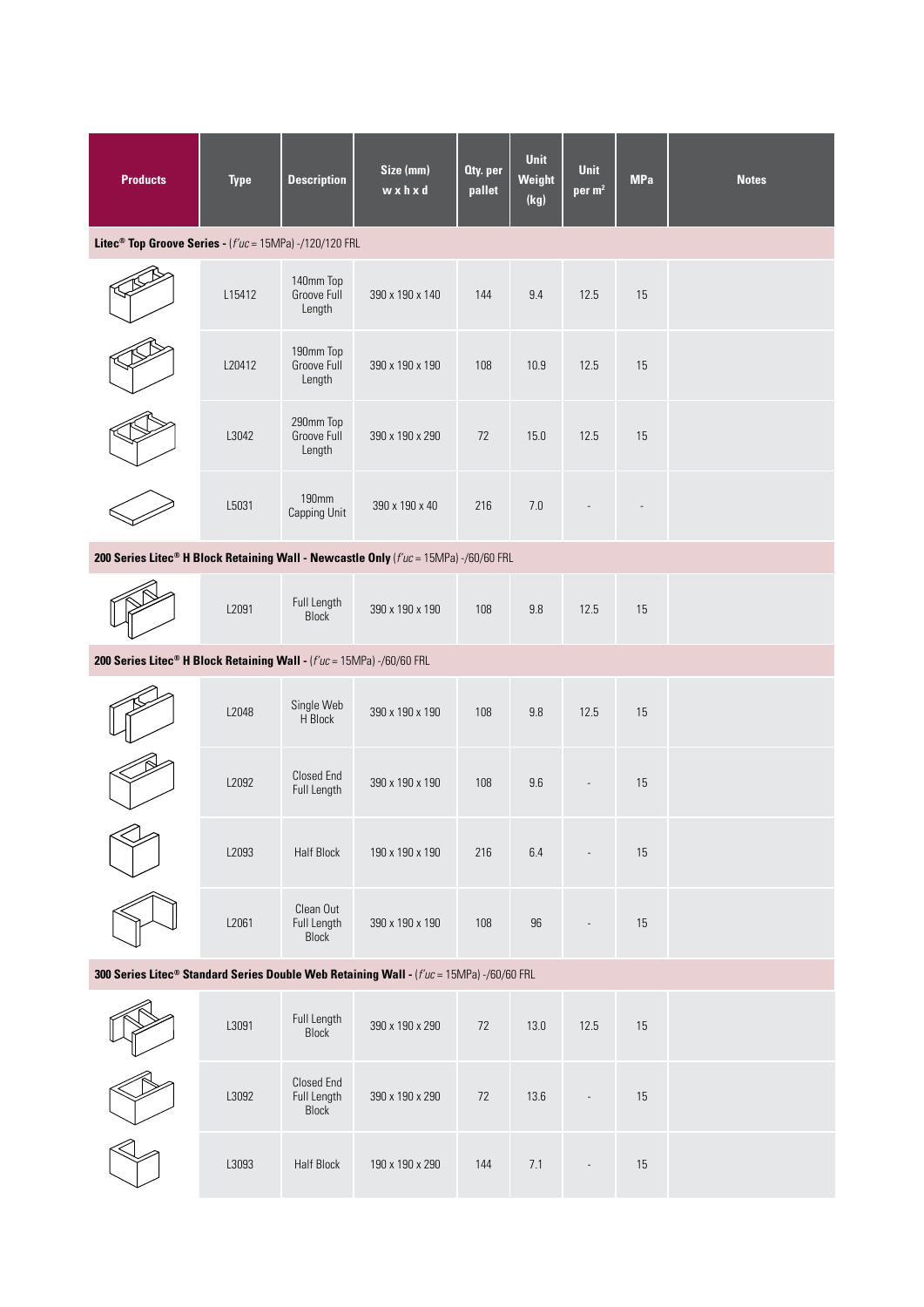| Products | Type | Description | Size (mm) w x h x d | Qty. per pallet | Unit Weight (kg) | Unit per m² | MPa | Notes |
|---|---|---|---|---|---|---|---|---|
| **Litec® Top Groove Series -** (*f'uc* = 15MPa) -/120/120 FRL | | | | | | | | |
| | L15412 | 140mm Top Groove Full Length | 390 x 190 x 140 | 144 | 9.4 | 12.5 | 15 | |
| | L20412 | 190mm Top Groove Full Length | 390 x 190 x 190 | 108 | 10.9 | 12.5 | 15 | |
| | L3042 | 290mm Top Groove Full Length | 390 x 190 x 290 | 72 | 15.0 | 12.5 | 15 | |
| | L5031 | 190mm Capping Unit | 390 x 190 x 40 | 216 | 7.0 | - | - | |
| **200 Series Litec® H Block Retaining Wall - Newcastle Only** (*f'uc* = 15MPa) -/60/60 FRL | | | | | | | | |
| | L2091 | Full Length Block | 390 x 190 x 190 | 108 | 9.8 | 12.5 | 15 | |
| **200 Series Litec® H Block Retaining Wall -** (*f'uc* = 15MPa) -/60/60 FRL | | | | | | | | |
| | L2048 | Single Web H Block | 390 x 190 x 190 | 108 | 9.8 | 12.5 | 15 | |
| | L2092 | Closed End Full Length | 390 x 190 x 190 | 108 | 9.6 | - | 15 | |
| | L2093 | Half Block | 190 x 190 x 190 | 216 | 6.4 | - | 15 | |
| | L2061 | Clean Out Full Length Block | 390 x 190 x 190 | 108 | 96 | - | 15 | |
| **300 Series Litec® Standard Series Double Web Retaining Wall -** (*f'uc* = 15MPa) -/60/60 FRL | | | | | | | | |
| | L3091 | Full Length Block | 390 x 190 x 290 | 72 | 13.0 | 12.5 | 15 | |
| | L3092 | Closed End Full Length Block | 390 x 190 x 290 | 72 | 13.6 | - | 15 | |
| | L3093 | Half Block | 190 x 190 x 290 | 144 | 7.1 | - | 15 | |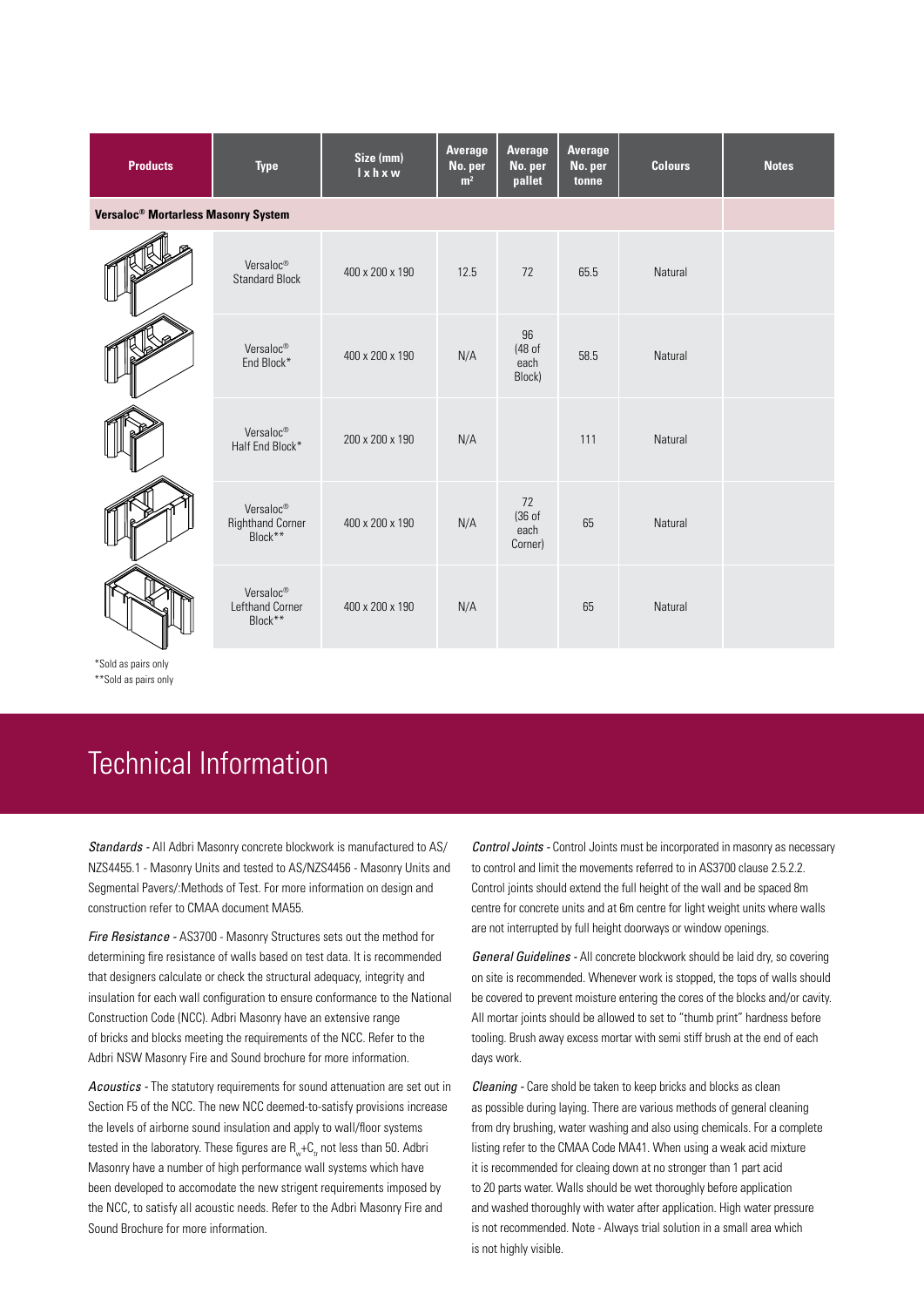| Products | Type | Size (mm) l x h x w | Average No. per m² | Average No. per pallet | Average No. per tonne | Colours | Notes |
|---|---|---|---|---|---|---|---|
| **Versaloc® Mortarless Masonry System** | | | | | | | |
| | Versaloc® Standard Block | 400 x 200 x 190 | 12.5 | 72 | 65.5 | Natural | |
| | Versaloc® End Block* | 400 x 200 x 190 | N/A | 96 (48 of each Block) | 58.5 | Natural | |
| | Versaloc® Half End Block* | 200 x 200 x 190 | N/A | | 111 | Natural | |
| | Versaloc® Righthand Corner Block** | 400 x 200 x 190 | N/A | 72 (36 of each Corner) | 65 | Natural | |
| | Versaloc® Lefthand Corner Block** | 400 x 200 x 190 | N/A | | 65 | Natural | |

*Sold as pairs only

**Sold as pairs only

# Technical Information

*Standards* - All Adbri Masonry concrete blockwork is manufactured to AS/NZS4455.1 - Masonry Units and tested to AS/NZS4456 - Masonry Units and Segmental Pavers/:Methods of Test. For more information on design and construction refer to CMAA document MA55.

*Fire Resistance* - AS3700 - Masonry Structures sets out the method for determining fire resistance of walls based on test data. It is recommended that designers calculate or check the structural adequacy, integrity and insulation for each wall configuration to ensure conformance to the National Construction Code (NCC). Adbri Masonry have an extensive range of bricks and blocks meeting the requirements of the NCC. Refer to the Adbri NSW Masonry Fire and Sound brochure for more information.

*Acoustics* - The statutory requirements for sound attenuation are set out in Section F5 of the NCC. The new NCC deemed-to-satisfy provisions increase the levels of airborne sound insulation and apply to wall/floor systems tested in the laboratory. These figures are $R_w+C_{tr}$ not less than 50. Adbri Masonry have a number of high performance wall systems which have been developed to accomodate the new strigent requirements imposed by the NCC, to satisfy all acoustic needs. Refer to the Adbri Masonry Fire and Sound Brochure for more information.

*Control Joints* - Control Joints must be incorporated in masonry as necessary to control and limit the movements referred to in AS3700 clause 2.5.2.2. Control joints should extend the full height of the wall and be spaced 8m centre for concrete units and at 6m centre for light weight units where walls are not interrupted by full height doorways or window openings.

*General Guidelines* - All concrete blockwork should be laid dry, so covering on site is recommended. Whenever work is stopped, the tops of walls should be covered to prevent moisture entering the cores of the blocks and/or cavity. All mortar joints should be allowed to set to "thumb print" hardness before tooling. Brush away excess mortar with semi stiff brush at the end of each days work.

*Cleaning* - Care shold be taken to keep bricks and blocks as clean as possible during laying. There are various methods of general cleaning from dry brushing, water washing and also using chemicals. For a complete listing refer to the CMAA Code MA41. When using a weak acid mixture it is recommended for cleaing down at no stronger than 1 part acid to 20 parts water. Walls should be wet thoroughly before application and washed thoroughly with water after application. High water pressure is not recommended. Note - Always trial solution in a small area which is not highly visible.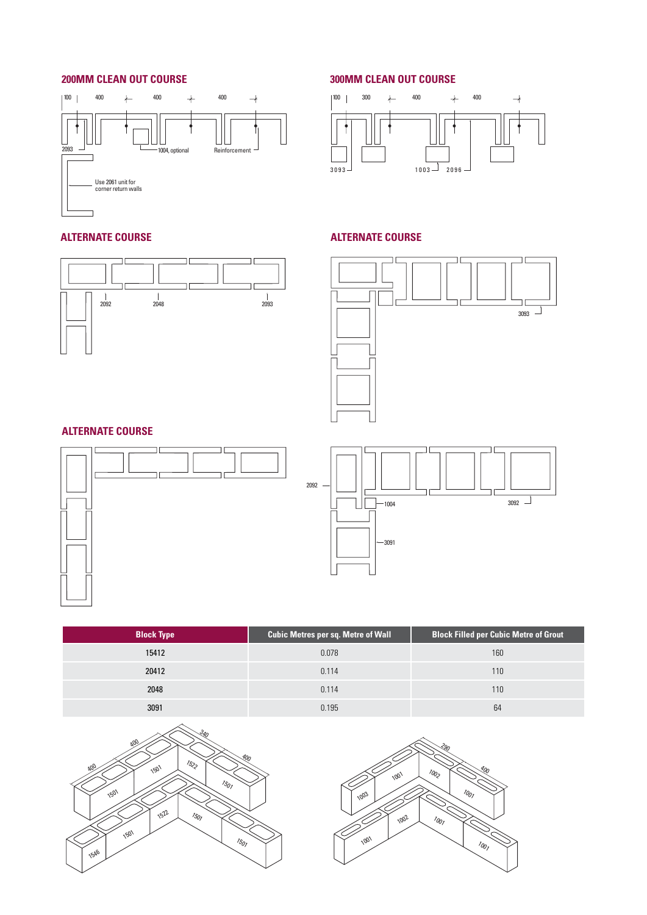## 200MM CLEAN OUT COURSE

100 | 400 | 400 | 400

2093

1004, optional

Reinforcement

Use 2061 unit for corner return walls

## 300MM CLEAN OUT COURSE

100 | 300 | 400 | 400

3093

1003

2096

## ALTERNATE COURSE

2092

2048

2093

## ALTERNATE COURSE

3093

## ALTERNATE COURSE

2092

1004

3092

3091

| Block Type | Cubic Metres per sq. Metre of Wall | Block Filled per Cubic Metre of Grout |
|---|---|---|
| 15412 | 0.078 | 160 |
| 20412 | 0.114 | 110 |
| 2048 | 0.114 | 110 |
| 3091 | 0.195 | 64 |

400, 400, 340, 400

1501, 1501, 1522, 1501, 1546, 1501, 1522, 1501, 1501

290, 400

1003, 1001, 1002, 1001, 1001, 1002, 1001, 1001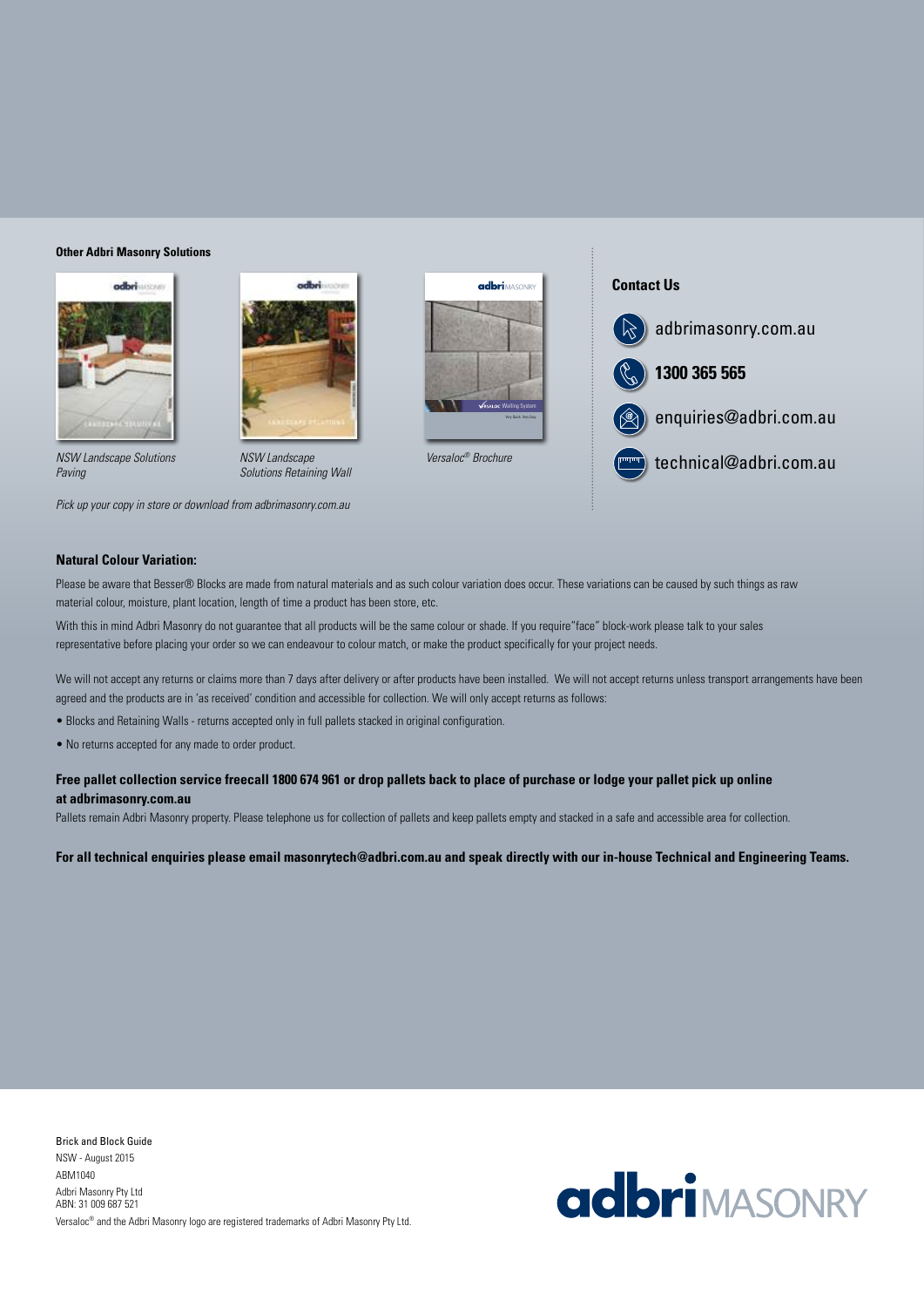**Other Adbri Masonry Solutions**

*NSW Landscape Solutions Paving*

*NSW Landscape Solutions Retaining Wall*

*Versaloc® Brochure*

*Pick up your copy in store or download from adbrimasonry.com.au*

**Contact Us**

adbrimasonry.com.au

**1300 365 565**

enquiries@adbri.com.au

technical@adbri.com.au

**Natural Colour Variation:**

Please be aware that Besser® Blocks are made from natural materials and as such colour variation does occur. These variations can be caused by such things as raw material colour, moisture, plant location, length of time a product has been store, etc.

With this in mind Adbri Masonry do not guarantee that all products will be the same colour or shade. If you require"face" block-work please talk to your sales representative before placing your order so we can endeavour to colour match, or make the product specifically for your project needs.

We will not accept any returns or claims more than 7 days after delivery or after products have been installed. We will not accept returns unless transport arrangements have been agreed and the products are in 'as received' condition and accessible for collection. We will only accept returns as follows:

- Blocks and Retaining Walls - returns accepted only in full pallets stacked in original configuration.
- No returns accepted for any made to order product.

**Free pallet collection service freecall 1800 674 961 or drop pallets back to place of purchase or lodge your pallet pick up online at adbrimasonry.com.au**

Pallets remain Adbri Masonry property. Please telephone us for collection of pallets and keep pallets empty and stacked in a safe and accessible area for collection.

**For all technical enquiries please email masonrytech@adbri.com.au and speak directly with our in-house Technical and Engineering Teams.**

Brick and Block Guide
NSW - August 2015
ABM1040
Adbri Masonry Pty Ltd
ABN: 31 009 687 521
Versaloc® and the Adbri Masonry logo are registered trademarks of Adbri Masonry Pty Ltd.

adbri MASONRY